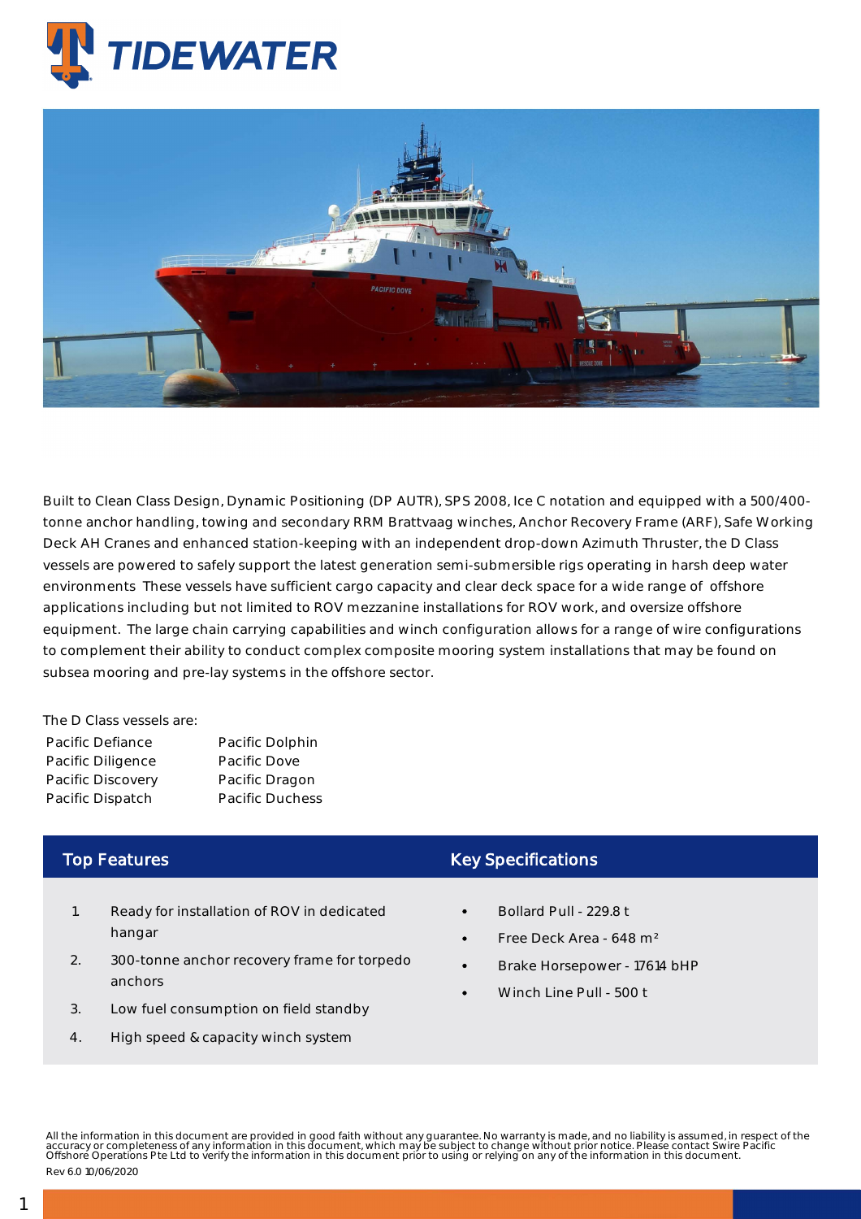# TIDEWATER

Built to Clean Class Design, Dynamic Positioning (DP AUTR), SPS 2008, Ice C notation and equipped with a 500/400-tonne anchor handling, towing and secondary RRM Brattvaag winches, Anchor Recovery Frame (ARF), Safe Working Deck AH Cranes and enhanced station-keeping with an independent drop-down Azimuth Thruster, the D Class vessels are powered to safely support the latest generation semi-submersible rigs operating in harsh deep water environments These vessels have sufficient cargo capacity and clear deck space for a wide range of offshore applications including but not limited to ROV mezzanine installations for ROV work, and oversize offshore equipment. The large chain carrying capabilities and winch configuration allows for a range of wire configurations to complement their ability to conduct complex composite mooring system installations that may be found on subsea mooring and pre-lay systems in the offshore sector.

The D Class vessels are:

| | |
|---|---|
| Pacific Defiance | Pacific Dolphin |
| Pacific Diligence | Pacific Dove |
| Pacific Discovery | Pacific Dragon |
| Pacific Dispatch | Pacific Duchess |

## Top Features

1. Ready for installation of ROV in dedicated hangar
2. 300-tonne anchor recovery frame for torpedo anchors
3. Low fuel consumption on field standby
4. High speed & capacity winch system

## Key Specifications

- Bollard Pull - 229.8 t
- Free Deck Area - 648 m$^2$
- Brake Horsepower - 17614 bHP
- Winch Line Pull - 500 t

All the information in this document are provided in good faith without any guarantee. No warranty is made, and no liability is assumed, in respect of the accuracy or completeness of any information in this document, which may be subject to change without prior notice. Please contact Swire Pacific Offshore Operations Pte Ltd to verify the information in this document prior to using or relying on any of the information in this document.

Rev 6.0 10/06/2020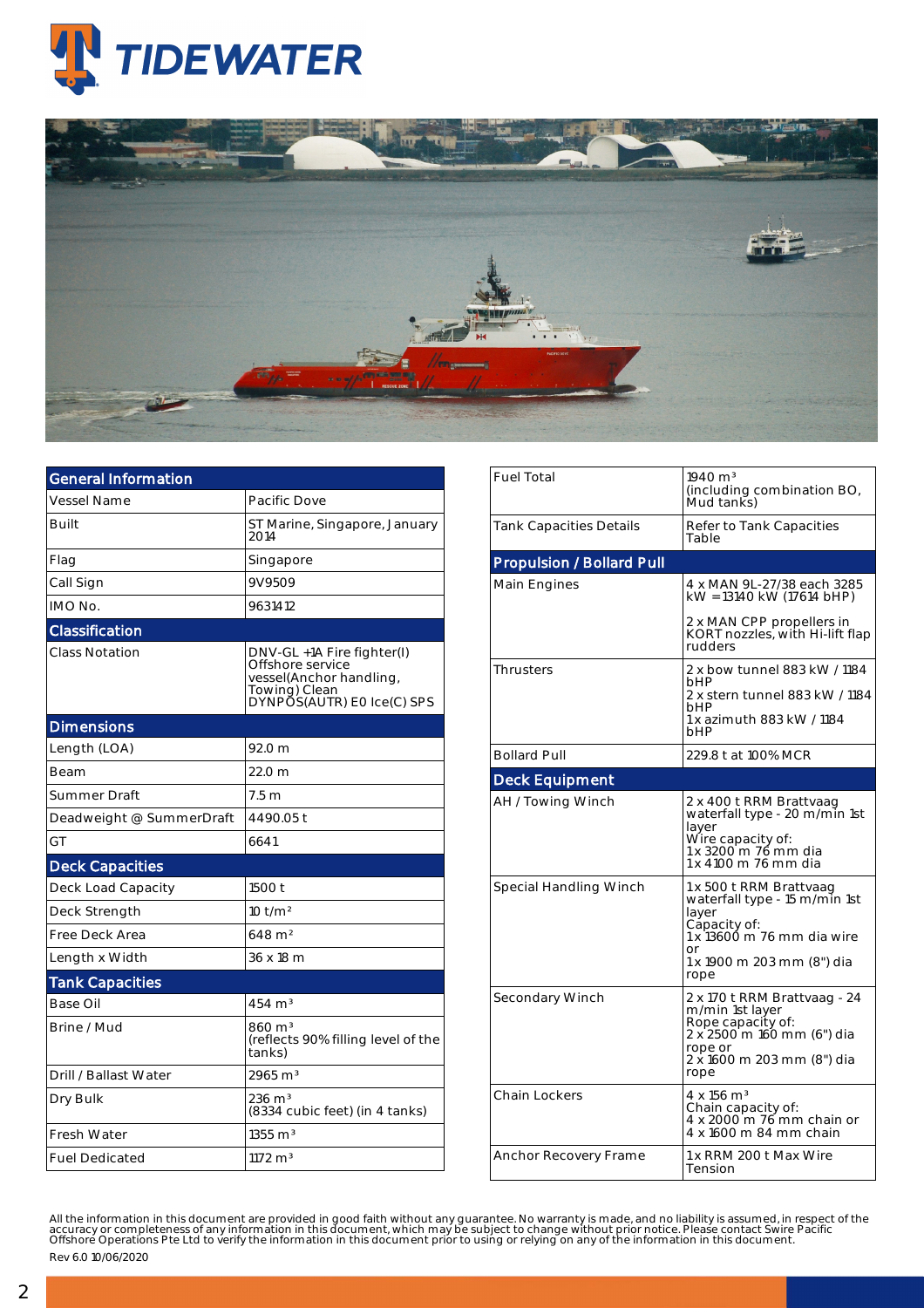| General Information | |
|---|---|
| Vessel Name | Pacific Dove |
| Built | ST Marine, Singapore, January 2014 |
| Flag | Singapore |
| Call Sign | 9V9509 |
| IMO No. | 9631412 |
| **Classification** | |
| Class Notation | DNV-GL +1A Fire fighter(I) Offshore service vessel(Anchor handling, Towing) Clean DYNPOS(AUTR) E0 Ice(C) SPS |
| **Dimensions** | |
| Length (LOA) | 92.0 m |
| Beam | 22.0 m |
| Summer Draft | 7.5 m |
| Deadweight @ SummerDraft | 4490.05 t |
| GT | 6641 |
| **Deck Capacities** | |
| Deck Load Capacity | 1500 t |
| Deck Strength | 10 t/m² |
| Free Deck Area | 648 m² |
| Length x Width | 36 x 18 m |
| **Tank Capacities** | |
| Base Oil | 454 m³ |
| Brine / Mud | 860 m³ (reflects 90% filling level of the tanks) |
| Drill / Ballast Water | 2965 m³ |
| Dry Bulk | 236 m³ (8334 cubic feet) (in 4 tanks) |
| Fresh Water | 1355 m³ |
| Fuel Dedicated | 1172 m³ |

| | |
|---|---|
| Fuel Total | 1940 m³ (including combination BO, Mud tanks) |
| Tank Capacities Details | Refer to Tank Capacities Table |
| **Propulsion / Bollard Pull** | |
| Main Engines | 4 x MAN 9L-27/38 each 3285 kW = 13140 kW (17614 bHP)<br>2 x MAN CPP propellers in KORT nozzles, with Hi-lift flap rudders |
| Thrusters | 2 x bow tunnel 883 kW / 1184 bHP<br>2 x stern tunnel 883 kW / 1184 bHP<br>1 x azimuth 883 kW / 1184 bHP |
| Bollard Pull | 229.8 t at 100% MCR |
| **Deck Equipment** | |
| AH / Towing Winch | 2 x 400 t RRM Brattvaag waterfall type - 20 m/min 1st layer<br>Wire capacity of:<br>1 x 3200 m 76 mm dia<br>1 x 4100 m 76 mm dia |
| Special Handling Winch | 1 x 500 t RRM Brattvaag waterfall type - 15 m/min 1st layer<br>Capacity of:<br>1 x 13600 m 76 mm dia wire or<br>1 x 1900 m 203 mm (8") dia rope |
| Secondary Winch | 2 x 170 t RRM Brattvaag - 24 m/min 1st layer<br>Rope capacity of:<br>2 x 2500 m 160 mm (6") dia rope or<br>2 x 1600 m 203 mm (8") dia rope |
| Chain Lockers | 4 x 156 m³<br>Chain capacity of:<br>4 x 2000 m 76 mm chain or<br>4 x 1600 m 84 mm chain |
| Anchor Recovery Frame | 1 x RRM 200 t Max Wire Tension |

All the information in this document are provided in good faith without any guarantee. No warranty is made, and no liability is assumed, in respect of the accuracy or completeness of any information in this document, which may be subject to change without prior notice. Please contact Swire Pacific Offshore Operations Pte Ltd to verify the information in this document prior to using or relying on any of the information in this document.

Rev 6.0 10/06/2020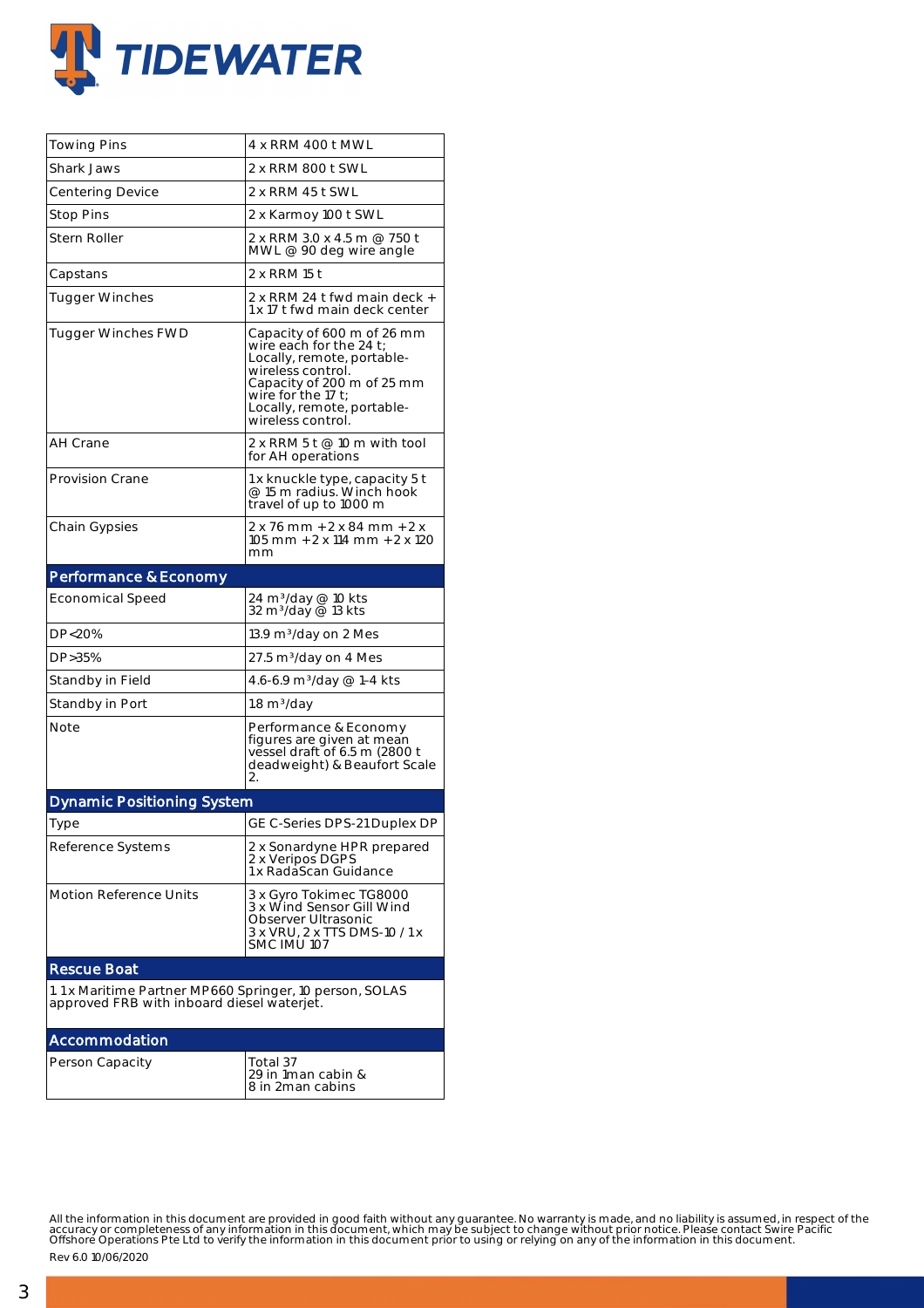| | |
|---|---|
| Towing Pins | 4 x RRM 400 t MWL |
| Shark Jaws | 2 x RRM 800 t SWL |
| Centering Device | 2 x RRM 45 t SWL |
| Stop Pins | 2 x Karmoy 100 t SWL |
| Stern Roller | 2 x RRM 3.0 x 4.5 m @ 750 t MWL @ 90 deg wire angle |
| Capstans | 2 x RRM 15 t |
| Tugger Winches | 2 x RRM 24 t fwd main deck + 1 x 17 t fwd main deck center |
| Tugger Winches FWD | Capacity of 600 m of 26 mm wire each for the 24 t; Locally, remote, portable-wireless control. Capacity of 200 m of 25 mm wire for the 17 t; Locally, remote, portable-wireless control. |
| AH Crane | 2 x RRM 5 t @ 10 m with tool for AH operations |
| Provision Crane | 1 x knuckle type, capacity 5 t @ 15 m radius. Winch hook travel of up to 1000 m |
| Chain Gypsies | 2 x 76 mm + 2 x 84 mm + 2 x 105 mm + 2 x 114 mm + 2 x 120 mm |

## Performance & Economy

| | |
|---|---|
| Economical Speed | 24 m³/day @ 10 kts<br>32 m³/day @ 13 kts |
| DP<20% | 13.9 m³/day on 2 Mes |
| DP>35% | 27.5 m³/day on 4 Mes |
| Standby in Field | 4.6-6.9 m³/day @ 1-4 kts |
| Standby in Port | 1.8 m³/day |
| Note | Performance & Economy figures are given at mean vessel draft of 6.5 m (2800 t deadweight) & Beaufort Scale 2. |

## Dynamic Positioning System

| | |
|---|---|
| Type | GE C-Series DPS-21 Duplex DP |
| Reference Systems | 2 x Sonardyne HPR prepared<br>2 x Veripos DGPS<br>1 x RadaScan Guidance |
| Motion Reference Units | 3 x Gyro Tokimec TG8000<br>3 x Wind Sensor Gill Wind Observer Ultrasonic<br>3 x VRU, 2 x TTS DMS-10 / 1 x SMC IMU 107 |

## Rescue Boat

1. 1 x Maritime Partner MP660 Springer, 10 person, SOLAS approved FRB with inboard diesel waterjet.

## Accommodation

| | |
|---|---|
| Person Capacity | Total 37<br>29 in 1man cabin &<br>8 in 2man cabins |

All the information in this document are provided in good faith without any guarantee. No warranty is made, and no liability is assumed, in respect of the accuracy or completeness of any information in this document, which may be subject to change without prior notice. Please contact Swire Pacific Offshore Operations Pte Ltd to verify the information in this document prior to using or relying on any of the information in this document.

Rev 6.0 10/06/2020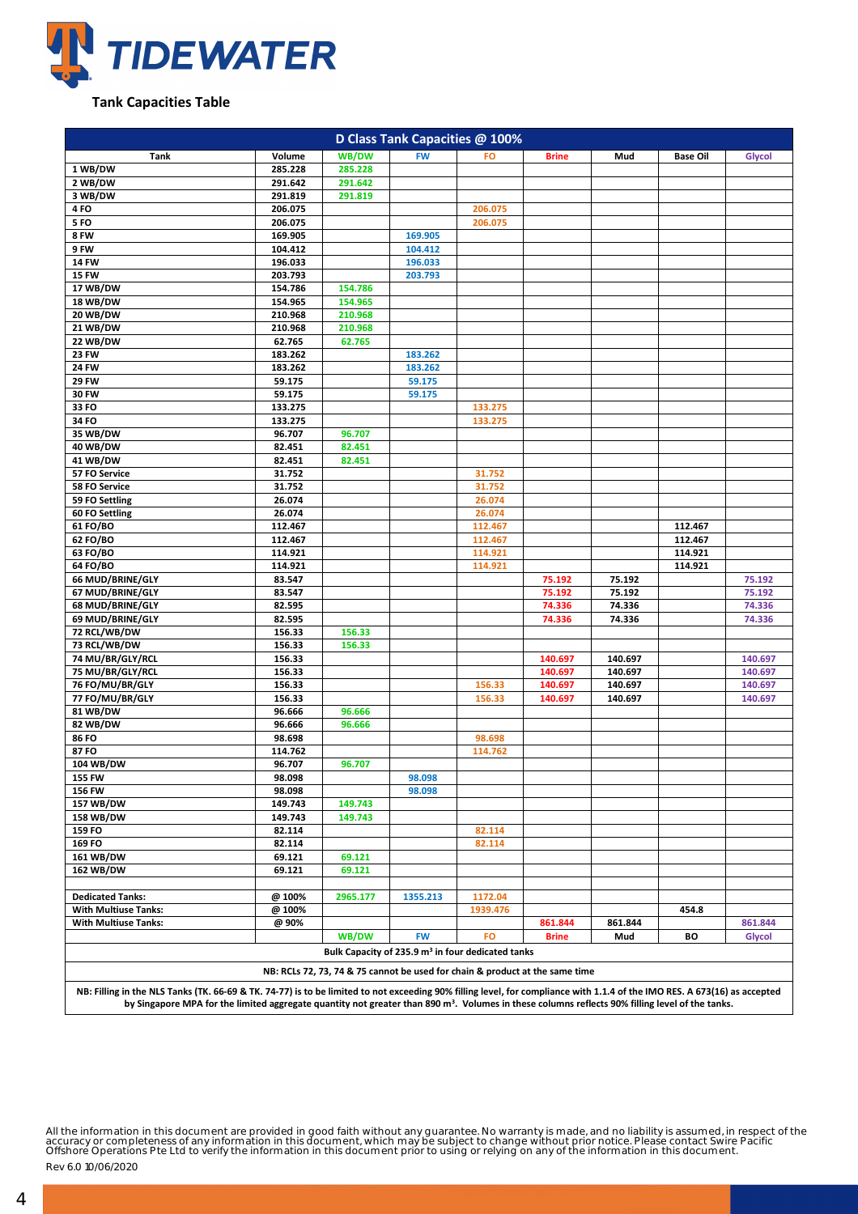# TIDEWATER

**Tank Capacities Table**

| D Class Tank Capacities @ 100% | | | | | | | | |
|---|---|---|---|---|---|---|---|---|
| **Tank** | **Volume** | **WB/DW** | **FW** | **FO** | **Brine** | **Mud** | **Base Oil** | **Glycol** |
| 1 WB/DW | 285.228 | 285.228 | | | | | | |
| 2 WB/DW | 291.642 | 291.642 | | | | | | |
| 3 WB/DW | 291.819 | 291.819 | | | | | | |
| 4 FO | 206.075 | | | 206.075 | | | | |
| 5 FO | 206.075 | | | 206.075 | | | | |
| 8 FW | 169.905 | | 169.905 | | | | | |
| 9 FW | 104.412 | | 104.412 | | | | | |
| 14 FW | 196.033 | | 196.033 | | | | | |
| 15 FW | 203.793 | | 203.793 | | | | | |
| 17 WB/DW | 154.786 | 154.786 | | | | | | |
| 18 WB/DW | 154.965 | 154.965 | | | | | | |
| 20 WB/DW | 210.968 | 210.968 | | | | | | |
| 21 WB/DW | 210.968 | 210.968 | | | | | | |
| 22 WB/DW | 62.765 | 62.765 | | | | | | |
| 23 FW | 183.262 | | 183.262 | | | | | |
| 24 FW | 183.262 | | 183.262 | | | | | |
| 29 FW | 59.175 | | 59.175 | | | | | |
| 30 FW | 59.175 | | 59.175 | | | | | |
| 33 FO | 133.275 | | | 133.275 | | | | |
| 34 FO | 133.275 | | | 133.275 | | | | |
| 35 WB/DW | 96.707 | 96.707 | | | | | | |
| 40 WB/DW | 82.451 | 82.451 | | | | | | |
| 41 WB/DW | 82.451 | 82.451 | | | | | | |
| 57 FO Service | 31.752 | | | 31.752 | | | | |
| 58 FO Service | 31.752 | | | 31.752 | | | | |
| 59 FO Settling | 26.074 | | | 26.074 | | | | |
| 60 FO Settling | 26.074 | | | 26.074 | | | | |
| 61 FO/BO | 112.467 | | | 112.467 | | | 112.467 | |
| 62 FO/BO | 112.467 | | | 112.467 | | | 112.467 | |
| 63 FO/BO | 114.921 | | | 114.921 | | | 114.921 | |
| 64 FO/BO | 114.921 | | | 114.921 | | | 114.921 | |
| 66 MUD/BRINE/GLY | 83.547 | | | | 75.192 | 75.192 | | 75.192 |
| 67 MUD/BRINE/GLY | 83.547 | | | | 75.192 | 75.192 | | 75.192 |
| 68 MUD/BRINE/GLY | 82.595 | | | | 74.336 | 74.336 | | 74.336 |
| 69 MUD/BRINE/GLY | 82.595 | | | | 74.336 | 74.336 | | 74.336 |
| 72 RCL/WB/DW | 156.33 | 156.33 | | | | | | |
| 73 RCL/WB/DW | 156.33 | 156.33 | | | | | | |
| 74 MU/BR/GLY/RCL | 156.33 | | | | 140.697 | 140.697 | | 140.697 |
| 75 MU/BR/GLY/RCL | 156.33 | | | | 140.697 | 140.697 | | 140.697 |
| 76 FO/MU/BR/GLY | 156.33 | | | 156.33 | 140.697 | 140.697 | | 140.697 |
| 77 FO/MU/BR/GLY | 156.33 | | | 156.33 | 140.697 | 140.697 | | 140.697 |
| 81 WB/DW | 96.666 | 96.666 | | | | | | |
| 82 WB/DW | 96.666 | 96.666 | | | | | | |
| 86 FO | 98.698 | | | 98.698 | | | | |
| 87 FO | 114.762 | | | 114.762 | | | | |
| 104 WB/DW | 96.707 | 96.707 | | | | | | |
| 155 FW | 98.098 | | 98.098 | | | | | |
| 156 FW | 98.098 | | 98.098 | | | | | |
| 157 WB/DW | 149.743 | 149.743 | | | | | | |
| 158 WB/DW | 149.743 | 149.743 | | | | | | |
| 159 FO | 82.114 | | | 82.114 | | | | |
| 169 FO | 82.114 | | | 82.114 | | | | |
| 161 WB/DW | 69.121 | 69.121 | | | | | | |
| 162 WB/DW | 69.121 | 69.121 | | | | | | |
| | | | | | | | | |
| **Dedicated Tanks:** | @ 100% | 2965.177 | 1355.213 | 1172.04 | | | | |
| **With Multiuse Tanks:** | @ 100% | | | 1939.476 | | | 454.8 | |
| **With Multiuse Tanks:** | @ 90% | | | | 861.844 | 861.844 | | 861.844 |
| | | **WB/DW** | **FW** | **FO** | **Brine** | **Mud** | **BO** | **Glycol** |

**Bulk Capacity of 235.9 m³ in four dedicated tanks**

**NB: RCLs 72, 73, 74 & 75 cannot be used for chain & product at the same time**

**NB: Filling in the NLS Tanks (TK. 66-69 & TK. 74-77) is to be limited to not exceeding 90% filling level, for compliance with 1.1.4 of the IMO RES. A 673(16) as accepted by Singapore MPA for the limited aggregate quantity not greater than 890 m³. Volumes in these columns reflects 90% filling level of the tanks.**

All the information in this document are provided in good faith without any guarantee. No warranty is made, and no liability is assumed, in respect of the accuracy or completeness of any information in this document, which may be subject to change without prior notice. Please contact Swire Pacific Offshore Operations Pte Ltd to verify the information in this document prior to using or relying on any of the information in this document.

Rev 6.0 10/06/2020